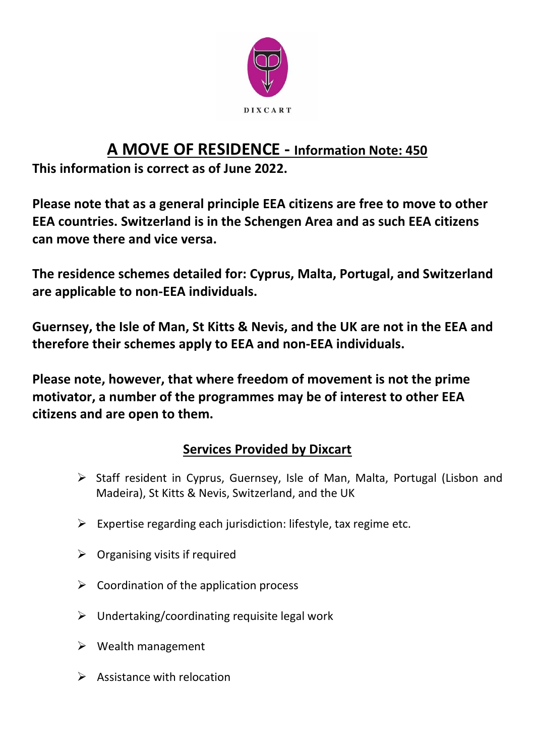DIXCART

# A MOVE OF RESIDENCE - Information Note: 450

**This information is correct as of June 2022.**

**Please note that as a general principle EEA citizens are free to move to other EEA countries. Switzerland is in the Schengen Area and as such EEA citizens can move there and vice versa.**

**The residence schemes detailed for: Cyprus, Malta, Portugal, and Switzerland are applicable to non-EEA individuals.**

**Guernsey, the Isle of Man, St Kitts & Nevis, and the UK are not in the EEA and therefore their schemes apply to EEA and non-EEA individuals.**

**Please note, however, that where freedom of movement is not the prime motivator, a number of the programmes may be of interest to other EEA citizens and are open to them.**

## Services Provided by Dixcart

- Staff resident in Cyprus, Guernsey, Isle of Man, Malta, Portugal (Lisbon and Madeira), St Kitts & Nevis, Switzerland, and the UK
- Expertise regarding each jurisdiction: lifestyle, tax regime etc.
- Organising visits if required
- Coordination of the application process
- Undertaking/coordinating requisite legal work
- Wealth management
- Assistance with relocation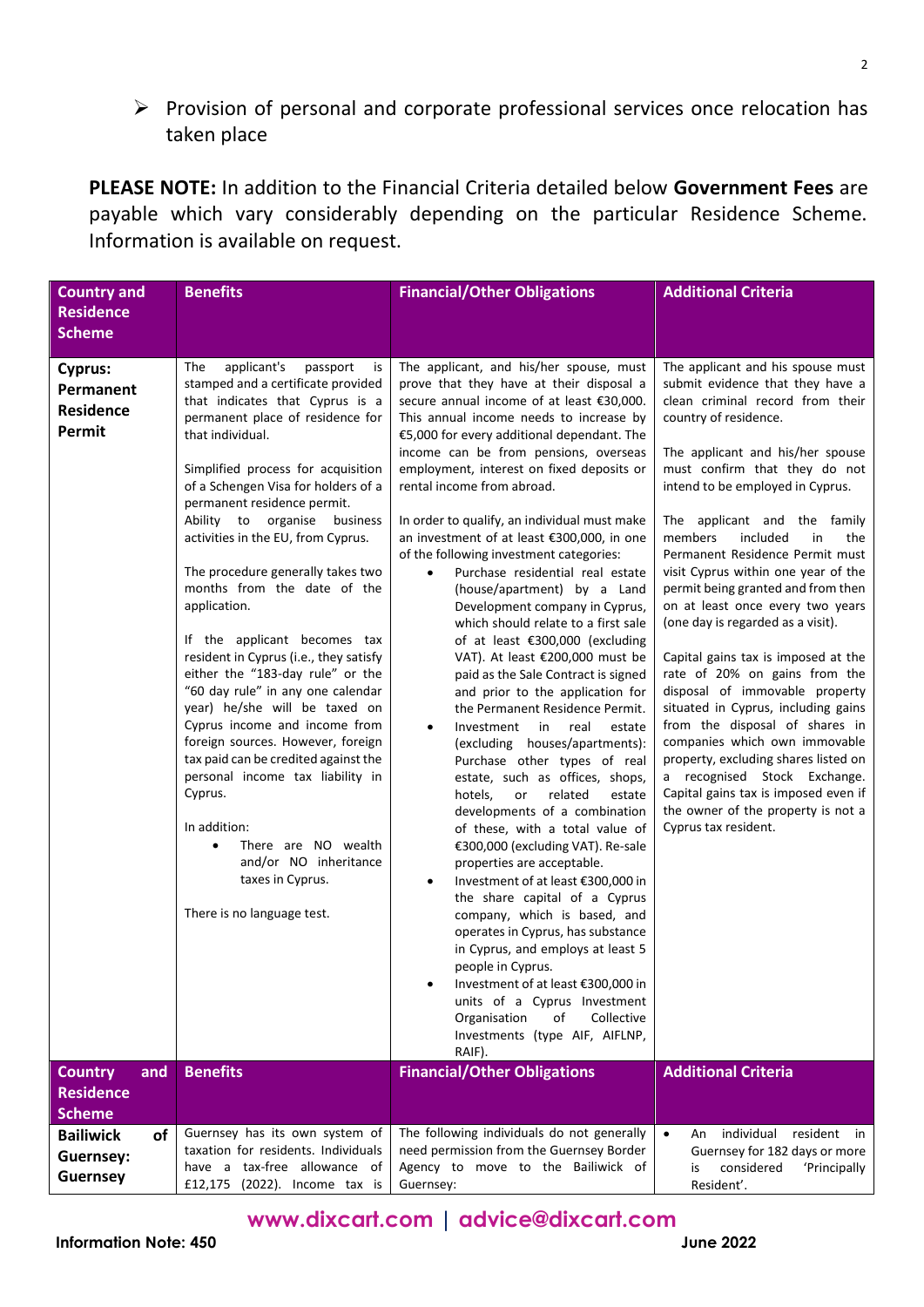- Provision of personal and corporate professional services once relocation has taken place

**PLEASE NOTE:** In addition to the Financial Criteria detailed below **Government Fees** are payable which vary considerably depending on the particular Residence Scheme. Information is available on request.

| Country and Residence Scheme | Benefits | Financial/Other Obligations | Additional Criteria |
|---|---|---|---|
| **Cyprus: Permanent Residence Permit** | The applicant's passport is stamped and a certificate provided that indicates that Cyprus is a permanent place of residence for that individual.<br><br>Simplified process for acquisition of a Schengen Visa for holders of a permanent residence permit.<br>Ability to organise business activities in the EU, from Cyprus.<br><br>The procedure generally takes two months from the date of the application.<br><br>If the applicant becomes tax resident in Cyprus (i.e., they satisfy either the "183-day rule" or the "60 day rule" in any one calendar year) he/she will be taxed on Cyprus income and income from foreign sources. However, foreign tax paid can be credited against the personal income tax liability in Cyprus.<br><br>In addition:<br>• There are NO wealth and/or NO inheritance taxes in Cyprus.<br><br>There is no language test. | The applicant, and his/her spouse, must prove that they have at their disposal a secure annual income of at least €30,000. This annual income needs to increase by €5,000 for every additional dependant. The income can be from pensions, overseas employment, interest on fixed deposits or rental income from abroad.<br><br>In order to qualify, an individual must make an investment of at least €300,000, in one of the following investment categories:<br>• Purchase residential real estate (house/apartment) by a Land Development company in Cyprus, which should relate to a first sale of at least €300,000 (excluding VAT). At least €200,000 must be paid as the Sale Contract is signed and prior to the application for the Permanent Residence Permit.<br>• Investment in real estate (excluding houses/apartments): Purchase other types of real estate, such as offices, shops, hotels, or related estate developments of a combination of these, with a total value of €300,000 (excluding VAT). Re-sale properties are acceptable.<br>• Investment of at least €300,000 in the share capital of a Cyprus company, which is based, and operates in Cyprus, has substance in Cyprus, and employs at least 5 people in Cyprus.<br>• Investment of at least €300,000 in units of a Cyprus Investment Organisation of Collective Investments (type AIF, AIFLNP, RAIF). | The applicant and his spouse must submit evidence that they have a clean criminal record from their country of residence.<br><br>The applicant and his/her spouse must confirm that they do not intend to be employed in Cyprus.<br><br>The applicant and the family members included in the Permanent Residence Permit must visit Cyprus within one year of the permit being granted and from then on at least once every two years (one day is regarded as a visit).<br><br>Capital gains tax is imposed at the rate of 20% on gains from the disposal of immovable property situated in Cyprus, including gains from the disposal of shares in companies which own immovable property, excluding shares listed on a recognised Stock Exchange. Capital gains tax is imposed even if the owner of the property is not a Cyprus tax resident. |
| **Bailiwick of Guernsey: Guernsey** | Guernsey has its own system of taxation for residents. Individuals have a tax-free allowance of £12,175 (2022). Income tax is | The following individuals do not generally need permission from the Guernsey Border Agency to move to the Bailiwick of Guernsey: | • An individual resident in Guernsey for 182 days or more is considered 'Principally Resident'. |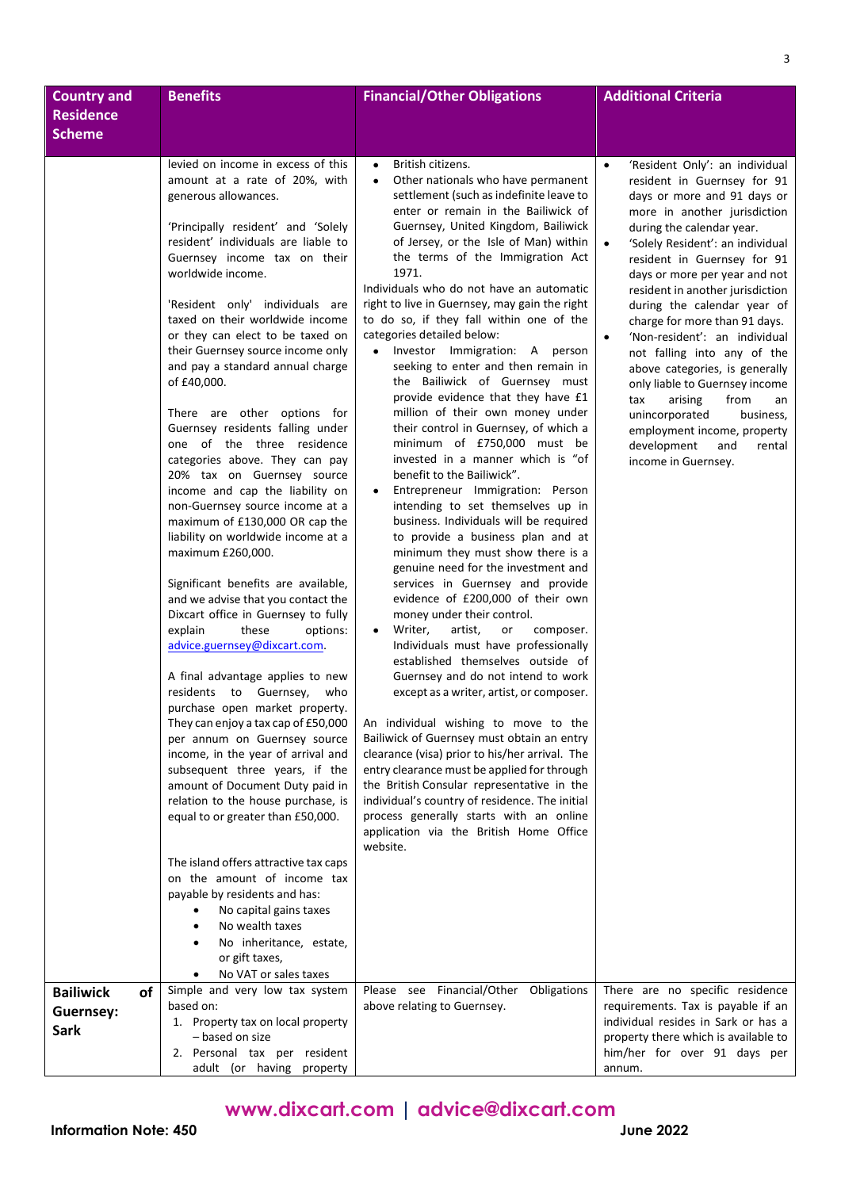| Country and Residence Scheme | Benefits | Financial/Other Obligations | Additional Criteria |
|---|---|---|---|
| | levied on income in excess of this amount at a rate of 20%, with generous allowances.<br><br>'Principally resident' and 'Solely resident' individuals are liable to Guernsey income tax on their worldwide income.<br><br>'Resident only' individuals are taxed on their worldwide income or they can elect to be taxed on their Guernsey source income only and pay a standard annual charge of £40,000.<br><br>There are other options for Guernsey residents falling under one of the three residence categories above. They can pay 20% tax on Guernsey source income and cap the liability on non-Guernsey source income at a maximum of £130,000 OR cap the liability on worldwide income at a maximum £260,000.<br><br>Significant benefits are available, and we advise that you contact the Dixcart office in Guernsey to fully explain these options: advice.guernsey@dixcart.com.<br><br>A final advantage applies to new residents to Guernsey, who purchase open market property. They can enjoy a tax cap of £50,000 per annum on Guernsey source income, in the year of arrival and subsequent three years, if the amount of Document Duty paid in relation to the house purchase, is equal to or greater than £50,000.<br><br>The island offers attractive tax caps on the amount of income tax payable by residents and has:<br>• No capital gains taxes<br>• No wealth taxes<br>• No inheritance, estate, or gift taxes,<br>• No VAT or sales taxes | • British citizens.<br>• Other nationals who have permanent settlement (such as indefinite leave to enter or remain in the Bailiwick of Guernsey, United Kingdom, Bailiwick of Jersey, or the Isle of Man) within the terms of the Immigration Act 1971.<br>Individuals who do not have an automatic right to live in Guernsey, may gain the right to do so, if they fall within one of the categories detailed below:<br>• Investor Immigration: A person seeking to enter and then remain in the Bailiwick of Guernsey must provide evidence that they have £1 million of their own money under their control in Guernsey, of which a minimum of £750,000 must be invested in a manner which is "of benefit to the Bailiwick".<br>• Entrepreneur Immigration: Person intending to set themselves up in business. Individuals will be required to provide a business plan and at minimum they must show there is a genuine need for the investment and services in Guernsey and provide evidence of £200,000 of their own money under their control.<br>• Writer, artist, or composer. Individuals must have professionally established themselves outside of Guernsey and do not intend to work except as a writer, artist, or composer.<br><br>An individual wishing to move to the Bailiwick of Guernsey must obtain an entry clearance (visa) prior to his/her arrival. The entry clearance must be applied for through the British Consular representative in the individual's country of residence. The initial process generally starts with an online application via the British Home Office website. | • 'Resident Only': an individual resident in Guernsey for 91 days or more and 91 days or more in another jurisdiction during the calendar year.<br>• 'Solely Resident': an individual resident in Guernsey for 91 days or more per year and not resident in another jurisdiction during the calendar year of charge for more than 91 days.<br>• 'Non-resident': an individual not falling into any of the above categories, is generally only liable to Guernsey income tax arising from an unincorporated business, employment income, property development and rental income in Guernsey. |
| **Bailiwick of Guernsey: Sark** | Simple and very low tax system based on:<br>1. Property tax on local property – based on size<br>2. Personal tax per resident adult (or having property | Please see Financial/Other Obligations above relating to Guernsey. | There are no specific residence requirements. Tax is payable if an individual resides in Sark or has a property there which is available to him/her for over 91 days per annum. |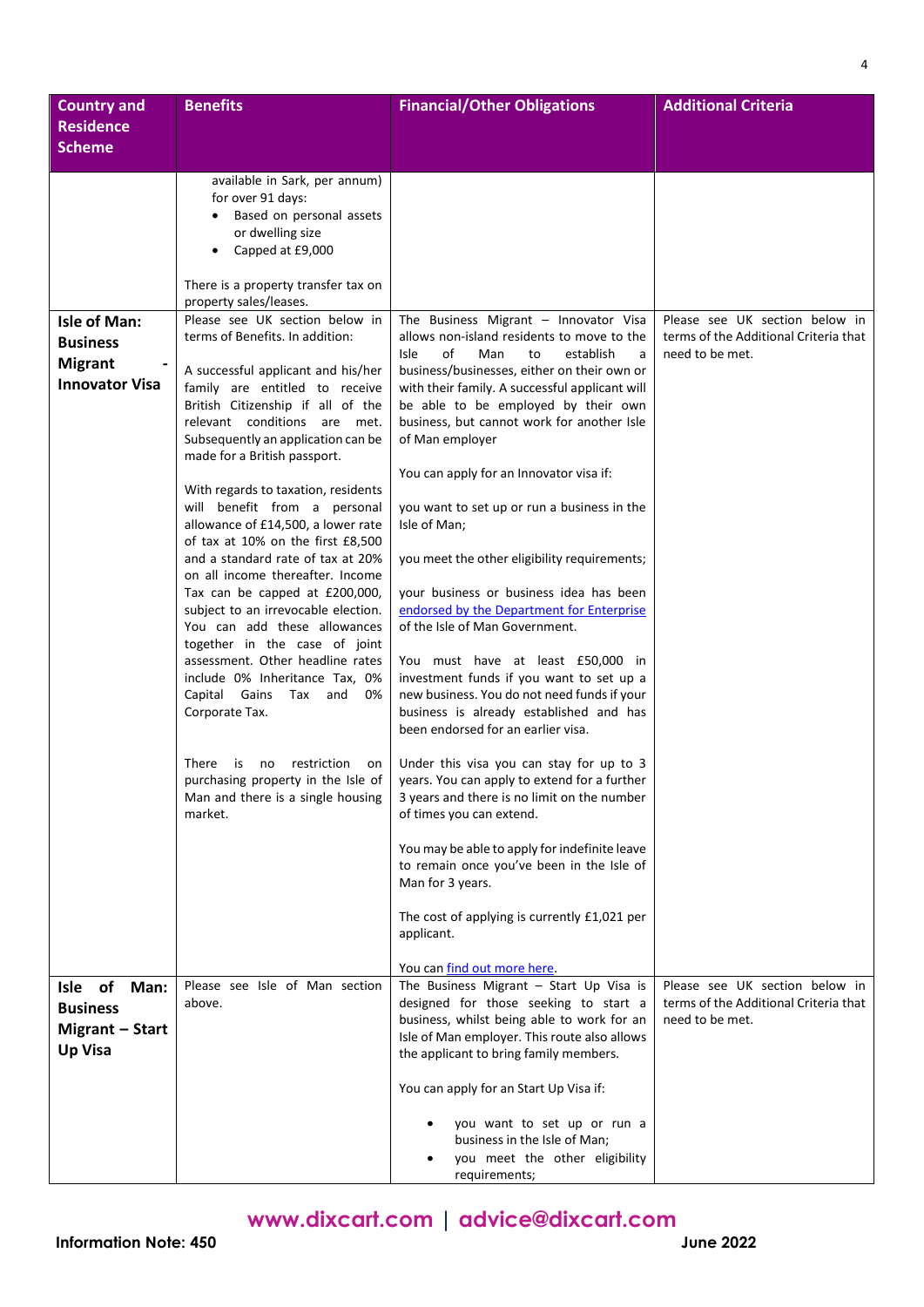| Country and Residence Scheme | Benefits | Financial/Other Obligations | Additional Criteria |
|---|---|---|---|
| | available in Sark, per annum) for over 91 days:<br>• Based on personal assets or dwelling size<br>• Capped at £9,000<br><br>There is a property transfer tax on property sales/leases. | | |
| **Isle of Man: Business Migrant - Innovator Visa** | Please see UK section below in terms of Benefits. In addition:<br><br>A successful applicant and his/her family are entitled to receive British Citizenship if all of the relevant conditions are met. Subsequently an application can be made for a British passport.<br><br>With regards to taxation, residents will benefit from a personal allowance of £14,500, a lower rate of tax at 10% on the first £8,500 and a standard rate of tax at 20% on all income thereafter. Income Tax can be capped at £200,000, subject to an irrevocable election. You can add these allowances together in the case of joint assessment. Other headline rates include 0% Inheritance Tax, 0% Capital Gains Tax and 0% Corporate Tax.<br><br>There is no restriction on purchasing property in the Isle of Man and there is a single housing market. | The Business Migrant – Innovator Visa allows non-island residents to move to the Isle of Man to establish a business/businesses, either on their own or with their family. A successful applicant will be able to be employed by their own business, but cannot work for another Isle of Man employer<br><br>You can apply for an Innovator visa if:<br><br>you want to set up or run a business in the Isle of Man;<br><br>you meet the other eligibility requirements;<br><br>your business or business idea has been endorsed by the Department for Enterprise of the Isle of Man Government.<br><br>You must have at least £50,000 in investment funds if you want to set up a new business. You do not need funds if your business is already established and has been endorsed for an earlier visa.<br><br>Under this visa you can stay for up to 3 years. You can apply to extend for a further 3 years and there is no limit on the number of times you can extend.<br><br>You may be able to apply for indefinite leave to remain once you've been in the Isle of Man for 3 years.<br><br>The cost of applying is currently £1,021 per applicant.<br><br>You can find out more here. | Please see UK section below in terms of the Additional Criteria that need to be met. |
| **Isle of Man: Business Migrant – Start Up Visa** | Please see Isle of Man section above. | The Business Migrant – Start Up Visa is designed for those seeking to start a business, whilst being able to work for an Isle of Man employer. This route also allows the applicant to bring family members.<br><br>You can apply for an Start Up Visa if:<br><br>• you want to set up or run a business in the Isle of Man;<br>• you meet the other eligibility requirements; | Please see UK section below in terms of the Additional Criteria that need to be met. |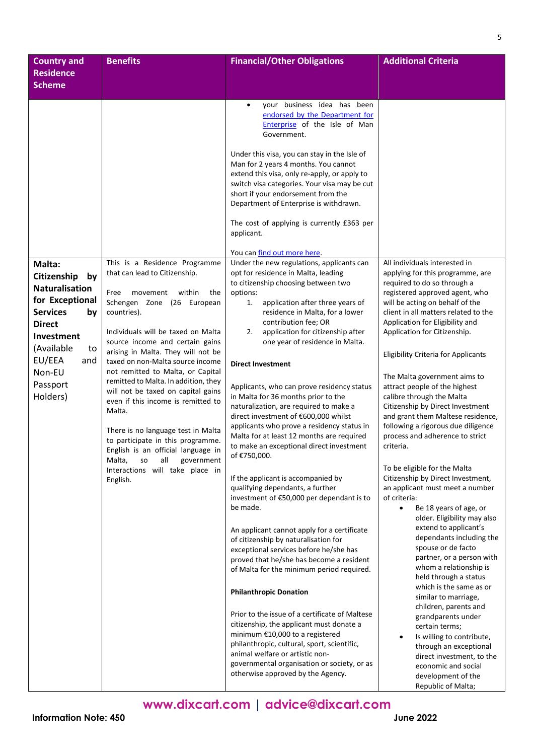| Country and Residence Scheme | Benefits | Financial/Other Obligations | Additional Criteria |
|---|---|---|---|
| | | • your business idea has been endorsed by the Department for Enterprise of the Isle of Man Government.<br><br>Under this visa, you can stay in the Isle of Man for 2 years 4 months. You cannot extend this visa, only re-apply, or apply to switch visa categories. Your visa may be cut short if your endorsement from the Department of Enterprise is withdrawn.<br><br>The cost of applying is currently £363 per applicant.<br><br>You can find out more here. | |
| **Malta: Citizenship by Naturalisation for Exceptional Services by Direct Investment** (Available to EU/EEA and Non-EU Passport Holders) | This is a Residence Programme that can lead to Citizenship.<br><br>Free movement within the Schengen Zone (26 European countries).<br><br>Individuals will be taxed on Malta source income and certain gains arising in Malta. They will not be taxed on non-Malta source income not remitted to Malta, or Capital remitted to Malta. In addition, they will not be taxed on capital gains even if this income is remitted to Malta.<br><br>There is no language test in Malta to participate in this programme. English is an official language in Malta, so all government Interactions will take place in English. | Under the new regulations, applicants can opt for residence in Malta, leading to citizenship choosing between two options:<br>1. application after three years of residence in Malta, for a lower contribution fee; OR<br>2. application for citizenship after one year of residence in Malta.<br><br>**Direct Investment**<br><br>Applicants, who can prove residency status in Malta for 36 months prior to the naturalization, are required to make a direct investment of €600,000 whilst applicants who prove a residency status in Malta for at least 12 months are required to make an exceptional direct investment of €750,000.<br><br>If the applicant is accompanied by qualifying dependants, a further investment of €50,000 per dependant is to be made.<br><br>An applicant cannot apply for a certificate of citizenship by naturalisation for exceptional services before he/she has proved that he/she has become a resident of Malta for the minimum period required.<br><br>**Philanthropic Donation**<br><br>Prior to the issue of a certificate of Maltese citizenship, the applicant must donate a minimum €10,000 to a registered philanthropic, cultural, sport, scientific, animal welfare or artistic non-governmental organisation or society, or as otherwise approved by the Agency. | All individuals interested in applying for this programme, are required to do so through a registered approved agent, who will be acting on behalf of the client in all matters related to the Application for Eligibility and Application for Citizenship.<br><br>Eligibility Criteria for Applicants<br><br>The Malta government aims to attract people of the highest calibre through the Malta Citizenship by Direct Investment and grant them Maltese residence, following a rigorous due diligence process and adherence to strict criteria.<br><br>To be eligible for the Malta Citizenship by Direct Investment, an applicant must meet a number of criteria:<br>• Be 18 years of age, or older. Eligibility may also extend to applicant's dependants including the spouse or de facto partner, or a person with whom a relationship is held through a status which is the same as or similar to marriage, children, parents and grandparents under certain terms;<br>• Is willing to contribute, through an exceptional direct investment, to the economic and social development of the Republic of Malta; |

**www.dixcart.com | advice@dixcart.com**

Information Note: 450 — June 2022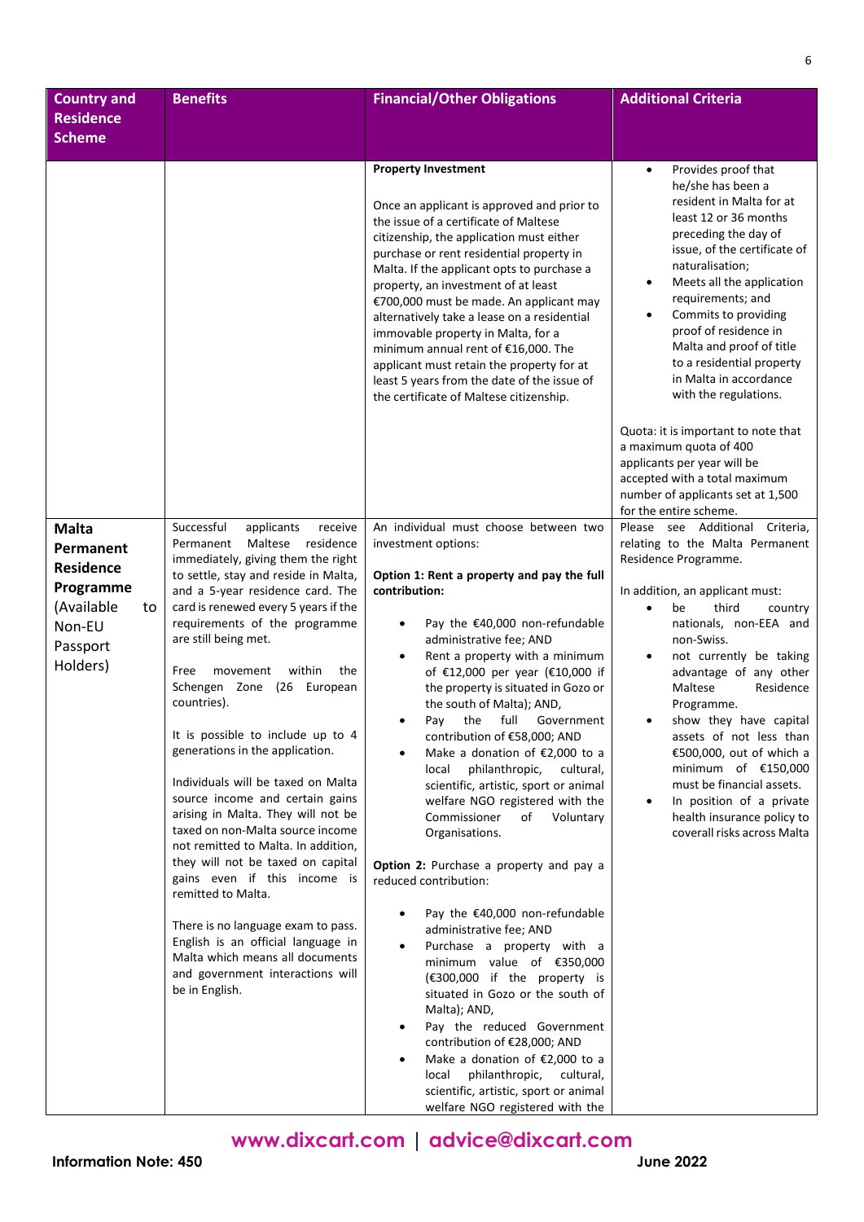| Country and Residence Scheme | Benefits | Financial/Other Obligations | Additional Criteria |
|---|---|---|---|
| | | **Property Investment**<br><br>Once an applicant is approved and prior to the issue of a certificate of Maltese citizenship, the application must either purchase or rent residential property in Malta. If the applicant opts to purchase a property, an investment of at least €700,000 must be made. An applicant may alternatively take a lease on a residential immovable property in Malta, for a minimum annual rent of €16,000. The applicant must retain the property for at least 5 years from the date of the issue of the certificate of Maltese citizenship. | • Provides proof that he/she has been a resident in Malta for at least 12 or 36 months preceding the day of issue, of the certificate of naturalisation;<br>• Meets all the application requirements; and<br>• Commits to providing proof of residence in Malta and proof of title to a residential property in Malta in accordance with the regulations.<br><br>Quota: it is important to note that a maximum quota of 400 applicants per year will be accepted with a total maximum number of applicants set at 1,500 for the entire scheme. |
| **Malta Permanent Residence Programme** (Available to Non-EU Passport Holders) | Successful applicants receive Permanent Maltese residence immediately, giving them the right to settle, stay and reside in Malta, and a 5-year residence card. The card is renewed every 5 years if the requirements of the programme are still being met.<br><br>Free movement within the Schengen Zone (26 European countries).<br><br>It is possible to include up to 4 generations in the application.<br><br>Individuals will be taxed on Malta source income and certain gains arising in Malta. They will not be taxed on non-Malta source income not remitted to Malta. In addition, they will not be taxed on capital gains even if this income is remitted to Malta.<br><br>There is no language exam to pass. English is an official language in Malta which means all documents and government interactions will be in English. | An individual must choose between two investment options:<br><br>**Option 1: Rent a property and pay the full contribution:**<br><br>• Pay the €40,000 non-refundable administrative fee; AND<br>• Rent a property with a minimum of €12,000 per year (€10,000 if the property is situated in Gozo or the south of Malta); AND,<br>• Pay the full Government contribution of €58,000; AND<br>• Make a donation of €2,000 to a local philanthropic, cultural, scientific, artistic, sport or animal welfare NGO registered with the Commissioner of Voluntary Organisations.<br><br>**Option 2:** Purchase a property and pay a reduced contribution:<br><br>• Pay the €40,000 non-refundable administrative fee; AND<br>• Purchase a property with a minimum value of €350,000 (€300,000 if the property is situated in Gozo or the south of Malta); AND,<br>• Pay the reduced Government contribution of €28,000; AND<br>• Make a donation of €2,000 to a local philanthropic, cultural, scientific, artistic, sport or animal welfare NGO registered with the | Please see Additional Criteria, relating to the Malta Permanent Residence Programme.<br><br>In addition, an applicant must:<br>• be third country nationals, non-EEA and non-Swiss.<br>• not currently be taking advantage of any other Maltese Residence Programme.<br>• show they have capital assets of not less than €500,000, out of which a minimum of €150,000 must be financial assets.<br>• In position of a private health insurance policy to coverall risks across Malta |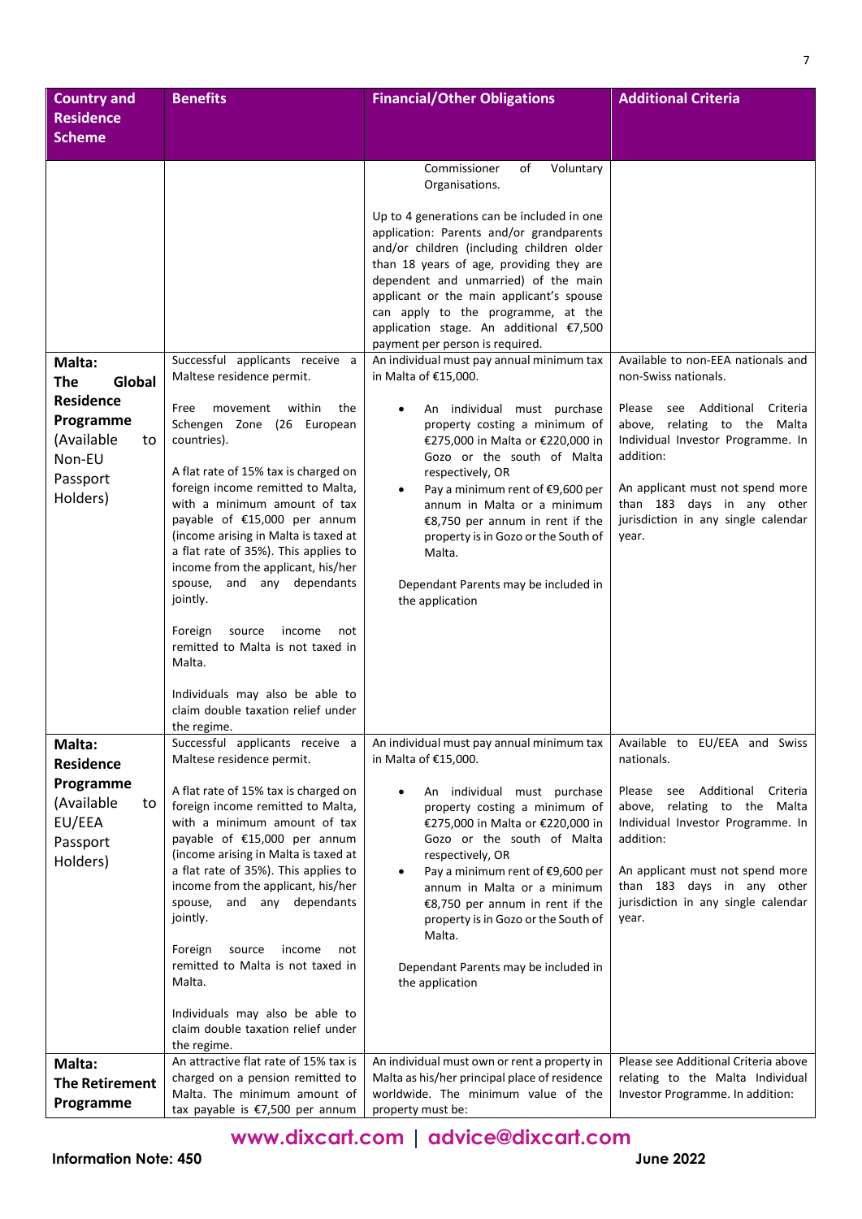| Country and Residence Scheme | Benefits | Financial/Other Obligations | Additional Criteria |
|---|---|---|---|
| | | Commissioner of Voluntary Organisations.<br><br>Up to 4 generations can be included in one application: Parents and/or grandparents and/or children (including children older than 18 years of age, providing they are dependent and unmarried) of the main applicant or the main applicant's spouse can apply to the programme, at the application stage. An additional €7,500 payment per person is required. | |
| **Malta: The Global Residence Programme** (Available to Non-EU Passport Holders) | Successful applicants receive a Maltese residence permit.<br><br>Free movement within the Schengen Zone (26 European countries).<br><br>A flat rate of 15% tax is charged on foreign income remitted to Malta, with a minimum amount of tax payable of €15,000 per annum (income arising in Malta is taxed at a flat rate of 35%). This applies to income from the applicant, his/her spouse, and any dependants jointly.<br><br>Foreign source income not remitted to Malta is not taxed in Malta.<br><br>Individuals may also be able to claim double taxation relief under the regime. | An individual must pay annual minimum tax in Malta of €15,000.<br><br>• An individual must purchase property costing a minimum of €275,000 in Malta or €220,000 in Gozo or the south of Malta respectively, OR<br>• Pay a minimum rent of €9,600 per annum in Malta or a minimum €8,750 per annum in rent if the property is in Gozo or the South of Malta.<br><br>Dependant Parents may be included in the application | Available to non-EEA nationals and non-Swiss nationals.<br><br>Please see Additional Criteria above, relating to the Malta Individual Investor Programme. In addition:<br><br>An applicant must not spend more than 183 days in any other jurisdiction in any single calendar year. |
| **Malta: Residence Programme** (Available to EU/EEA Passport Holders) | Successful applicants receive a Maltese residence permit.<br><br>A flat rate of 15% tax is charged on foreign income remitted to Malta, with a minimum amount of tax payable of €15,000 per annum (income arising in Malta is taxed at a flat rate of 35%). This applies to income from the applicant, his/her spouse, and any dependants jointly.<br><br>Foreign source income not remitted to Malta is not taxed in Malta.<br><br>Individuals may also be able to claim double taxation relief under the regime. | An individual must pay annual minimum tax in Malta of €15,000.<br><br>• An individual must purchase property costing a minimum of €275,000 in Malta or €220,000 in Gozo or the south of Malta respectively, OR<br>• Pay a minimum rent of €9,600 per annum in Malta or a minimum €8,750 per annum in rent if the property is in Gozo or the South of Malta.<br><br>Dependant Parents may be included in the application | Available to EU/EEA and Swiss nationals.<br><br>Please see Additional Criteria above, relating to the Malta Individual Investor Programme. In addition:<br><br>An applicant must not spend more than 183 days in any other jurisdiction in any single calendar year. |
| **Malta: The Retirement Programme** | An attractive flat rate of 15% tax is charged on a pension remitted to Malta. The minimum amount of tax payable is €7,500 per annum | An individual must own or rent a property in Malta as his/her principal place of residence worldwide. The minimum value of the property must be: | Please see Additional Criteria above relating to the Malta Individual Investor Programme. In addition: |

**www.dixcart.com | advice@dixcart.com**

**Information Note: 450** **June 2022**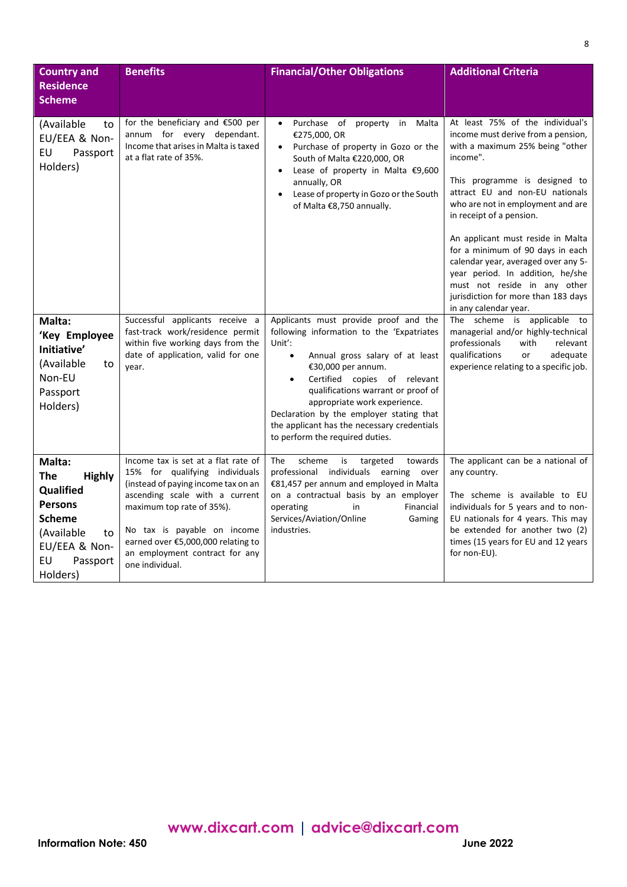| Country and Residence Scheme | Benefits | Financial/Other Obligations | Additional Criteria |
|---|---|---|---|
| (Available to EU/EEA & Non-EU Passport Holders) | for the beneficiary and €500 per annum for every dependant. Income that arises in Malta is taxed at a flat rate of 35%. | • Purchase of property in Malta €275,000, OR<br>• Purchase of property in Gozo or the South of Malta €220,000, OR<br>• Lease of property in Malta €9,600 annually, OR<br>• Lease of property in Gozo or the South of Malta €8,750 annually. | At least 75% of the individual's income must derive from a pension, with a maximum 25% being "other income".<br><br>This programme is designed to attract EU and non-EU nationals who are not in employment and are in receipt of a pension.<br><br>An applicant must reside in Malta for a minimum of 90 days in each calendar year, averaged over any 5-year period. In addition, he/she must not reside in any other jurisdiction for more than 183 days in any calendar year. |
| **Malta: 'Key Employee Initiative'** (Available to Non-EU Passport Holders) | Successful applicants receive a fast-track work/residence permit within five working days from the date of application, valid for one year. | Applicants must provide proof and the following information to the 'Expatriates Unit':<br>• Annual gross salary of at least €30,000 per annum.<br>• Certified copies of relevant qualifications warrant or proof of appropriate work experience.<br>Declaration by the employer stating that the applicant has the necessary credentials to perform the required duties. | The scheme is applicable to managerial and/or highly-technical professionals with relevant qualifications or adequate experience relating to a specific job. |
| **Malta: The Highly Qualified Persons Scheme** (Available to EU/EEA & Non-EU Passport Holders) | Income tax is set at a flat rate of 15% for qualifying individuals (instead of paying income tax on an ascending scale with a current maximum top rate of 35%).<br><br>No tax is payable on income earned over €5,000,000 relating to an employment contract for any one individual. | The scheme is targeted towards professional individuals earning over €81,457 per annum and employed in Malta on a contractual basis by an employer operating in Financial Services/Aviation/Online Gaming industries. | The applicant can be a national of any country.<br><br>The scheme is available to EU individuals for 5 years and to non-EU nationals for 4 years. This may be extended for another two (2) times (15 years for EU and 12 years for non-EU). |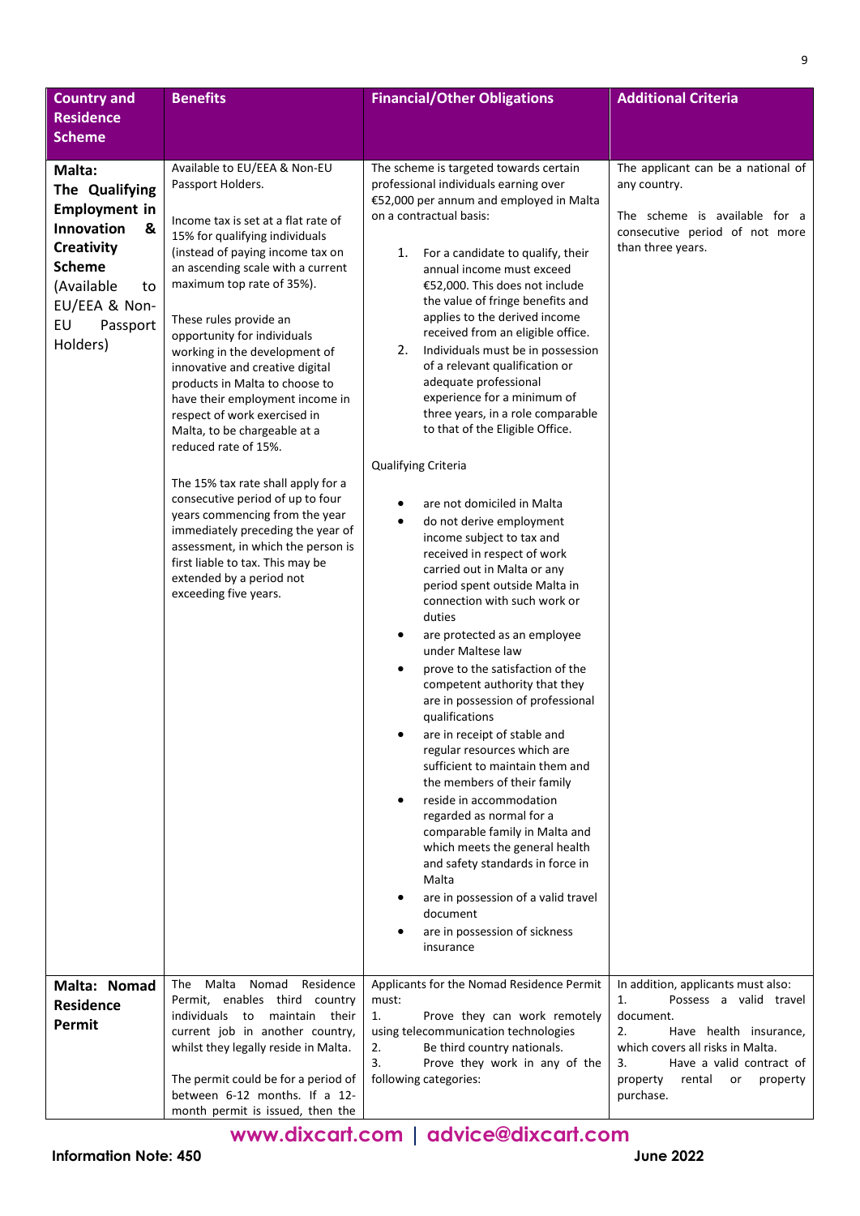| Country and Residence Scheme | Benefits | Financial/Other Obligations | Additional Criteria |
|---|---|---|---|
| **Malta: The Qualifying Employment in Innovation & Creativity Scheme** (Available to EU/EEA & Non-EU Passport Holders) | Available to EU/EEA & Non-EU Passport Holders.<br><br>Income tax is set at a flat rate of 15% for qualifying individuals (instead of paying income tax on an ascending scale with a current maximum top rate of 35%).<br><br>These rules provide an opportunity for individuals working in the development of innovative and creative digital products in Malta to choose to have their employment income in respect of work exercised in Malta, to be chargeable at a reduced rate of 15%.<br><br>The 15% tax rate shall apply for a consecutive period of up to four years commencing from the year immediately preceding the year of assessment, in which the person is first liable to tax. This may be extended by a period not exceeding five years. | The scheme is targeted towards certain professional individuals earning over €52,000 per annum and employed in Malta on a contractual basis:<br><br>1. For a candidate to qualify, their annual income must exceed €52,000. This does not include the value of fringe benefits and applies to the derived income received from an eligible office.<br>2. Individuals must be in possession of a relevant qualification or adequate professional experience for a minimum of three years, in a role comparable to that of the Eligible Office.<br><br>Qualifying Criteria<br><br>• are not domiciled in Malta<br>• do not derive employment income subject to tax and received in respect of work carried out in Malta or any period spent outside Malta in connection with such work or duties<br>• are protected as an employee under Maltese law<br>• prove to the satisfaction of the competent authority that they are in possession of professional qualifications<br>• are in receipt of stable and regular resources which are sufficient to maintain them and the members of their family<br>• reside in accommodation regarded as normal for a comparable family in Malta and which meets the general health and safety standards in force in Malta<br>• are in possession of a valid travel document<br>• are in possession of sickness insurance | The applicant can be a national of any country.<br><br>The scheme is available for a consecutive period of not more than three years. |
| **Malta: Nomad Residence Permit** | The Malta Nomad Residence Permit, enables third country individuals to maintain their current job in another country, whilst they legally reside in Malta.<br><br>The permit could be for a period of between 6-12 months. If a 12-month permit is issued, then the | Applicants for the Nomad Residence Permit must:<br>1. Prove they can work remotely using telecommunication technologies<br>2. Be third country nationals.<br>3. Prove they work in any of the following categories: | In addition, applicants must also:<br>1. Possess a valid travel document.<br>2. Have health insurance, which covers all risks in Malta.<br>3. Have a valid contract of property rental or property purchase. |

www.dixcart.com | advice@dixcart.com

Information Note: 450 June 2022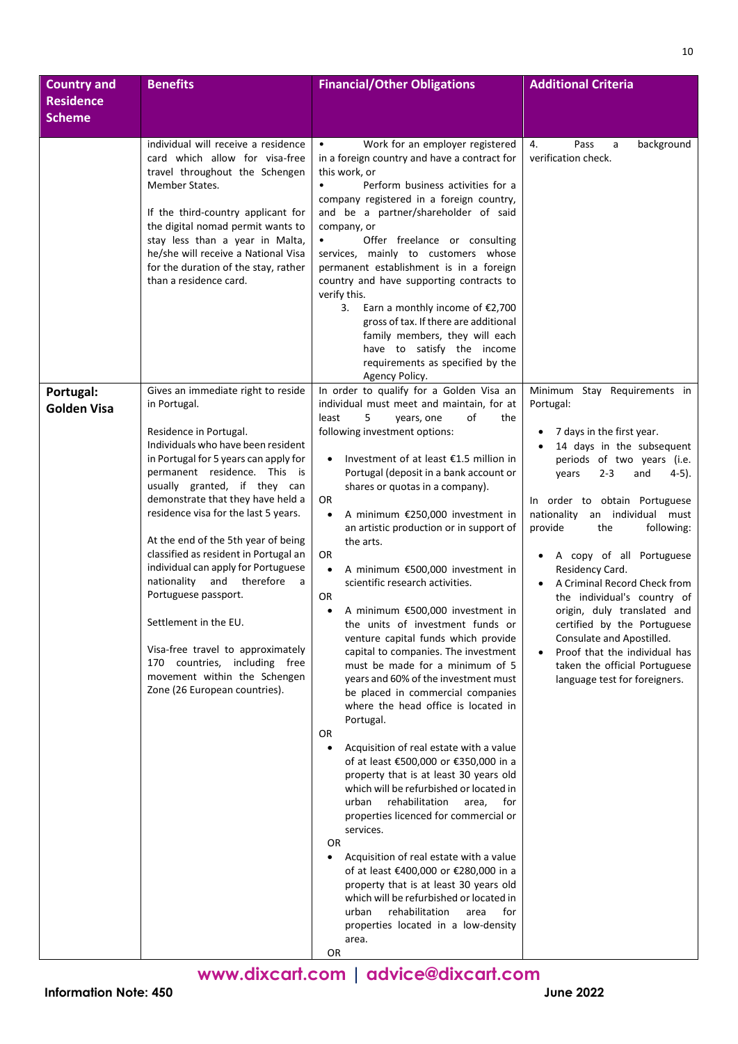| Country and Residence Scheme | Benefits | Financial/Other Obligations | Additional Criteria |
|---|---|---|---|
| | individual will receive a residence card which allow for visa-free travel throughout the Schengen Member States.<br><br>If the third-country applicant for the digital nomad permit wants to stay less than a year in Malta, he/she will receive a National Visa for the duration of the stay, rather than a residence card. | • Work for an employer registered in a foreign country and have a contract for this work, or<br>• Perform business activities for a company registered in a foreign country, and be a partner/shareholder of said company, or<br>• Offer freelance or consulting services, mainly to customers whose permanent establishment is in a foreign country and have supporting contracts to verify this.<br>3. Earn a monthly income of €2,700 gross of tax. If there are additional family members, they will each have to satisfy the income requirements as specified by the Agency Policy. | 4. Pass a background verification check. |
| **Portugal: Golden Visa** | Gives an immediate right to reside in Portugal.<br><br>Residence in Portugal.<br>Individuals who have been resident in Portugal for 5 years can apply for permanent residence. This is usually granted, if they can demonstrate that they have held a residence visa for the last 5 years.<br><br>At the end of the 5th year of being classified as resident in Portugal an individual can apply for Portuguese nationality and therefore a Portuguese passport.<br><br>Settlement in the EU.<br><br>Visa-free travel to approximately 170 countries, including free movement within the Schengen Zone (26 European countries). | In order to qualify for a Golden Visa an individual must meet and maintain, for at least 5 years, one of the following investment options:<br><br>• Investment of at least €1.5 million in Portugal (deposit in a bank account or shares or quotas in a company).<br>OR<br>• A minimum €250,000 investment in an artistic production or in support of the arts.<br>OR<br>• A minimum €500,000 investment in scientific research activities.<br>OR<br>• A minimum €500,000 investment in the units of investment funds or venture capital funds which provide capital to companies. The investment must be made for a minimum of 5 years and 60% of the investment must be placed in commercial companies where the head office is located in Portugal.<br>OR<br>• Acquisition of real estate with a value of at least €500,000 or €350,000 in a property that is at least 30 years old which will be refurbished or located in urban rehabilitation area, for properties licenced for commercial or services.<br>OR<br>• Acquisition of real estate with a value of at least €400,000 or €280,000 in a property that is at least 30 years old which will be refurbished or located in urban rehabilitation area for properties located in a low-density area.<br>OR | Minimum Stay Requirements in Portugal:<br><br>• 7 days in the first year.<br>• 14 days in the subsequent periods of two years (i.e. years 2-3 and 4-5).<br><br>In order to obtain Portuguese nationality an individual must provide the following:<br><br>• A copy of all Portuguese Residency Card.<br>• A Criminal Record Check from the individual's country of origin, duly translated and certified by the Portuguese Consulate and Apostilled.<br>• Proof that the individual has taken the official Portuguese language test for foreigners. |

**www.dixcart.com | advice@dixcart.com**

**Information Note: 450** **June 2022**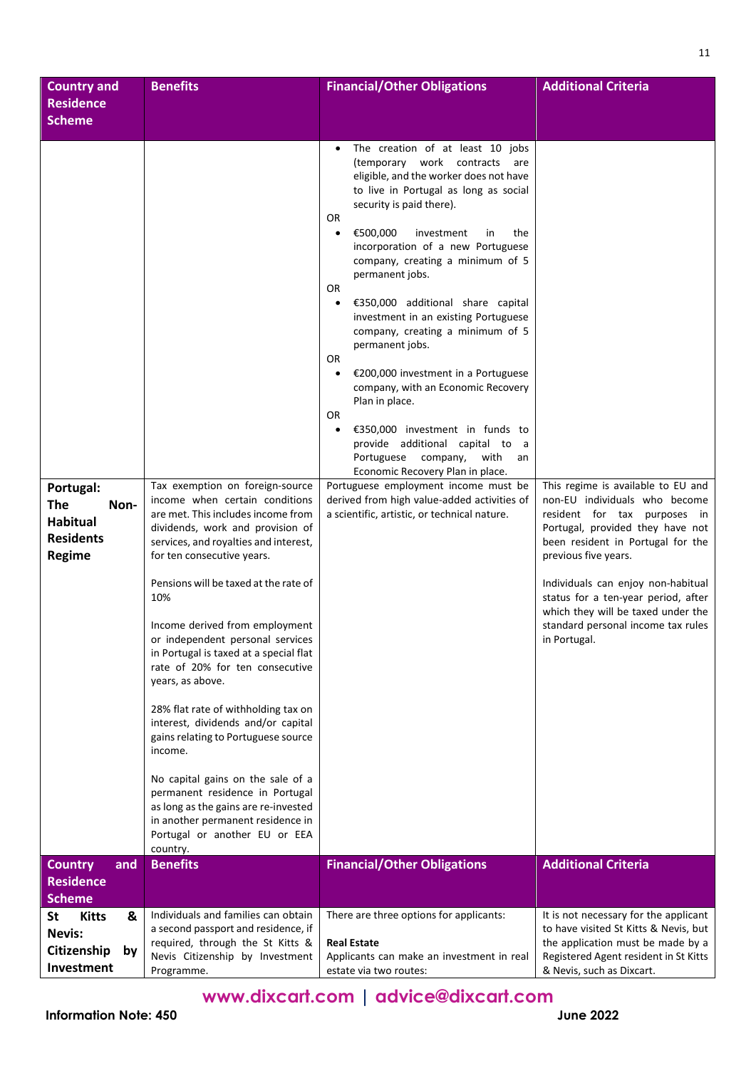| Country and Residence Scheme | Benefits | Financial/Other Obligations | Additional Criteria |
|---|---|---|---|
| | | • The creation of at least 10 jobs (temporary work contracts are eligible, and the worker does not have to live in Portugal as long as social security is paid there).<br>OR<br>• €500,000 investment in the incorporation of a new Portuguese company, creating a minimum of 5 permanent jobs.<br>OR<br>• €350,000 additional share capital investment in an existing Portuguese company, creating a minimum of 5 permanent jobs.<br>OR<br>• €200,000 investment in a Portuguese company, with an Economic Recovery Plan in place.<br>OR<br>• €350,000 investment in funds to provide additional capital to a Portuguese company, with an Economic Recovery Plan in place. | |
| **Portugal: The Non-Habitual Residents Regime** | Tax exemption on foreign-source income when certain conditions are met. This includes income from dividends, work and provision of services, and royalties and interest, for ten consecutive years.<br><br>Pensions will be taxed at the rate of 10%<br><br>Income derived from employment or independent personal services in Portugal is taxed at a special flat rate of 20% for ten consecutive years, as above.<br><br>28% flat rate of withholding tax on interest, dividends and/or capital gains relating to Portuguese source income.<br><br>No capital gains on the sale of a permanent residence in Portugal as long as the gains are re-invested in another permanent residence in Portugal or another EU or EEA country. | Portuguese employment income must be derived from high value-added activities of a scientific, artistic, or technical nature. | This regime is available to EU and non-EU individuals who become resident for tax purposes in Portugal, provided they have not been resident in Portugal for the previous five years.<br><br>Individuals can enjoy non-habitual status for a ten-year period, after which they will be taxed under the standard personal income tax rules in Portugal. |

| Country and Residence Scheme | Benefits | Financial/Other Obligations | Additional Criteria |
|---|---|---|---|
| **St Kitts & Nevis: Citizenship by Investment** | Individuals and families can obtain a second passport and residence, if required, through the St Kitts & Nevis Citizenship by Investment Programme. | There are three options for applicants:<br><br>**Real Estate**<br>Applicants can make an investment in real estate via two routes: | It is not necessary for the applicant to have visited St Kitts & Nevis, but the application must be made by a Registered Agent resident in St Kitts & Nevis, such as Dixcart. |

www.dixcart.com | advice@dixcart.com

Information Note: 450 — June 2022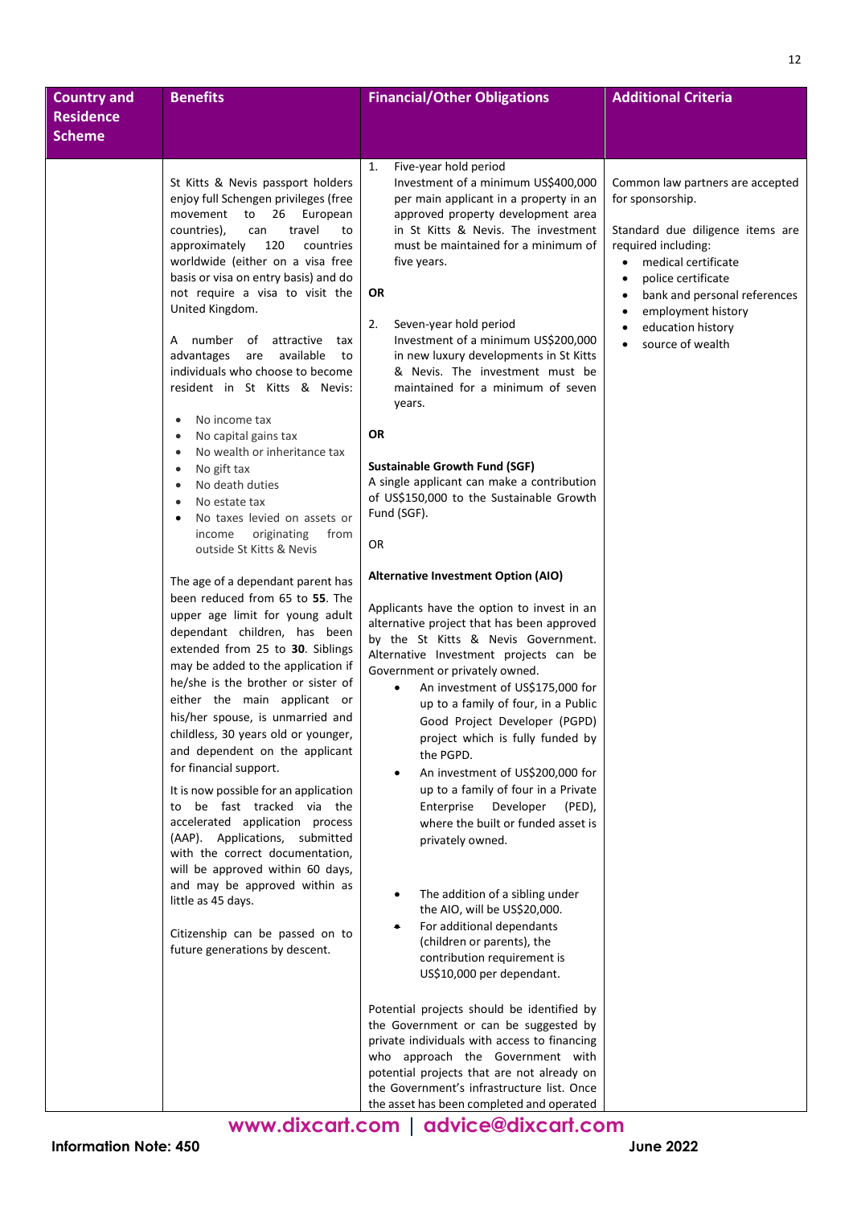| Country and Residence Scheme | Benefits | Financial/Other Obligations | Additional Criteria |
|---|---|---|---|
| | St Kitts & Nevis passport holders enjoy full Schengen privileges (free movement to 26 European countries), can travel to approximately 120 countries worldwide (either on a visa free basis or visa on entry basis) and do not require a visa to visit the United Kingdom.<br><br>A number of attractive tax advantages are available to individuals who choose to become resident in St Kitts & Nevis:<br>• No income tax<br>• No capital gains tax<br>• No wealth or inheritance tax<br>• No gift tax<br>• No death duties<br>• No estate tax<br>• No taxes levied on assets or income originating from outside St Kitts & Nevis<br><br>The age of a dependant parent has been reduced from 65 to **55**. The upper age limit for young adult dependant children, has been extended from 25 to **30**. Siblings may be added to the application if he/she is the brother or sister of either the main applicant or his/her spouse, is unmarried and childless, 30 years old or younger, and dependent on the applicant for financial support.<br><br>It is now possible for an application to be fast tracked via the accelerated application process (AAP). Applications, submitted with the correct documentation, will be approved within 60 days, and may be approved within as little as 45 days.<br><br>Citizenship can be passed on to future generations by descent. | 1. Five-year hold period<br>Investment of a minimum US$400,000 per main applicant in a property in an approved property development area in St Kitts & Nevis. The investment must be maintained for a minimum of five years.<br><br>**OR**<br><br>2. Seven-year hold period<br>Investment of a minimum US$200,000 in new luxury developments in St Kitts & Nevis. The investment must be maintained for a minimum of seven years.<br><br>**OR**<br><br>**Sustainable Growth Fund (SGF)**<br>A single applicant can make a contribution of US$150,000 to the Sustainable Growth Fund (SGF).<br><br>OR<br><br>**Alternative Investment Option (AIO)**<br><br>Applicants have the option to invest in an alternative project that has been approved by the St Kitts & Nevis Government. Alternative Investment projects can be Government or privately owned.<br>• An investment of US$175,000 for up to a family of four, in a Public Good Project Developer (PGPD) project which is fully funded by the PGPD.<br>• An investment of US$200,000 for up to a family of four in a Private Enterprise Developer (PED), where the built or funded asset is privately owned.<br><br>• The addition of a sibling under the AIO, will be US$20,000.<br>• For additional dependants (children or parents), the contribution requirement is US$10,000 per dependant.<br><br>Potential projects should be identified by the Government or can be suggested by private individuals with access to financing who approach the Government with potential projects that are not already on the Government's infrastructure list. Once the asset has been completed and operated | Common law partners are accepted for sponsorship.<br><br>Standard due diligence items are required including:<br>• medical certificate<br>• police certificate<br>• bank and personal references<br>• employment history<br>• education history<br>• source of wealth |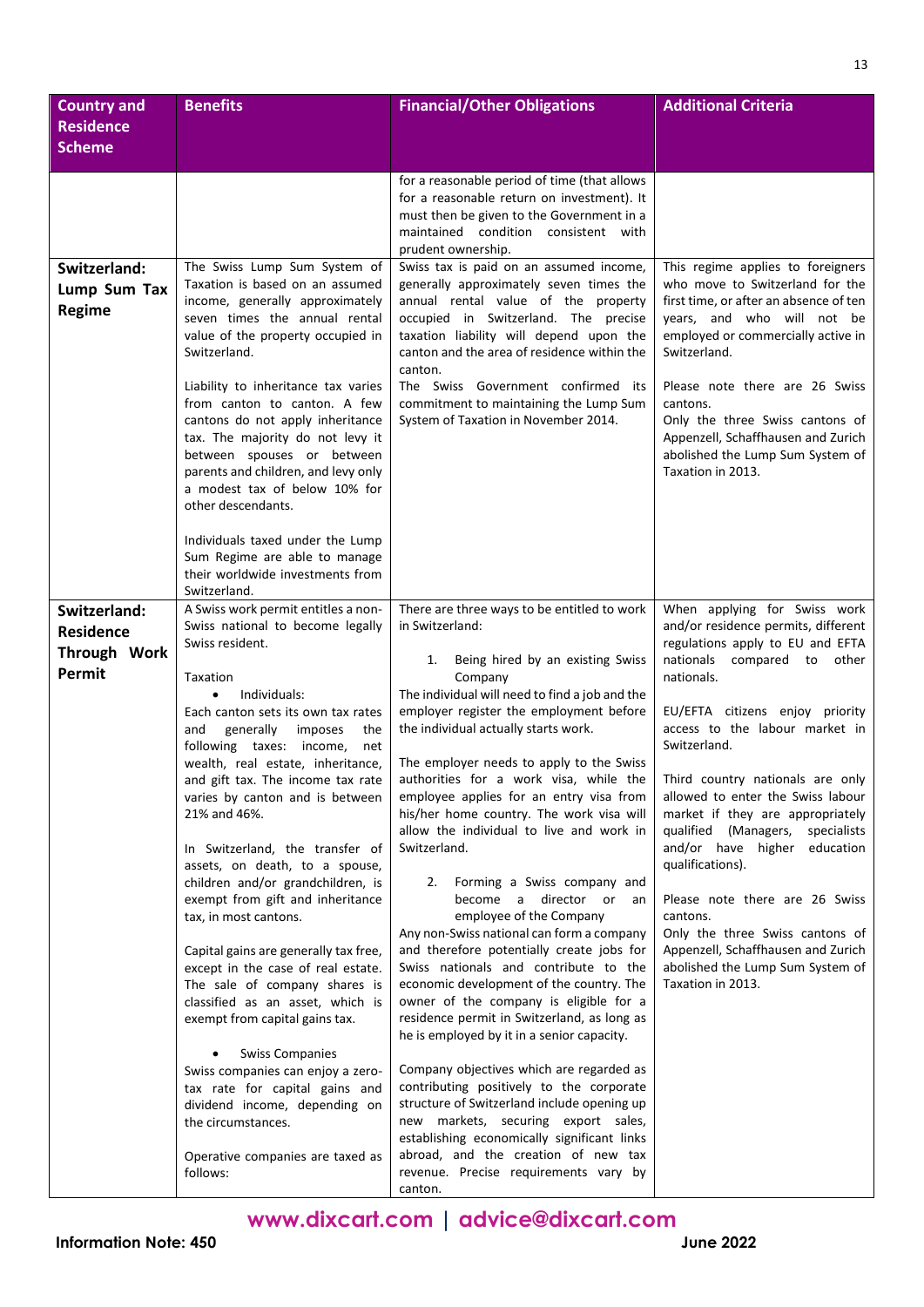| Country and Residence Scheme | Benefits | Financial/Other Obligations | Additional Criteria |
|---|---|---|---|
| | | for a reasonable period of time (that allows for a reasonable return on investment). It must then be given to the Government in a maintained condition consistent with prudent ownership. | |
| **Switzerland: Lump Sum Tax Regime** | The Swiss Lump Sum System of Taxation is based on an assumed income, generally approximately seven times the annual rental value of the property occupied in Switzerland.<br><br>Liability to inheritance tax varies from canton to canton. A few cantons do not apply inheritance tax. The majority do not levy it between spouses or between parents and children, and levy only a modest tax of below 10% for other descendants.<br><br>Individuals taxed under the Lump Sum Regime are able to manage their worldwide investments from Switzerland. | Swiss tax is paid on an assumed income, generally approximately seven times the annual rental value of the property occupied in Switzerland. The precise taxation liability will depend upon the canton and the area of residence within the canton.<br>The Swiss Government confirmed its commitment to maintaining the Lump Sum System of Taxation in November 2014. | This regime applies to foreigners who move to Switzerland for the first time, or after an absence of ten years, and who will not be employed or commercially active in Switzerland.<br><br>Please note there are 26 Swiss cantons.<br>Only the three Swiss cantons of Appenzell, Schaffhausen and Zurich abolished the Lump Sum System of Taxation in 2013. |
| **Switzerland: Residence Through Work Permit** | A Swiss work permit entitles a non-Swiss national to become legally Swiss resident.<br><br>Taxation<br>• Individuals:<br>Each canton sets its own tax rates and generally imposes the following taxes: income, net wealth, real estate, inheritance, and gift tax. The income tax rate varies by canton and is between 21% and 46%.<br><br>In Switzerland, the transfer of assets, on death, to a spouse, children and/or grandchildren, is exempt from gift and inheritance tax, in most cantons.<br><br>Capital gains are generally tax free, except in the case of real estate. The sale of company shares is classified as an asset, which is exempt from capital gains tax.<br><br>• Swiss Companies<br>Swiss companies can enjoy a zero-tax rate for capital gains and dividend income, depending on the circumstances.<br><br>Operative companies are taxed as follows: | There are three ways to be entitled to work in Switzerland:<br><br>1. Being hired by an existing Swiss Company<br>The individual will need to find a job and the employer register the employment before the individual actually starts work.<br><br>The employer needs to apply to the Swiss authorities for a work visa, while the employee applies for an entry visa from his/her home country. The work visa will allow the individual to live and work in Switzerland.<br><br>2. Forming a Swiss company and become a director or an employee of the Company<br>Any non-Swiss national can form a company and therefore potentially create jobs for Swiss nationals and contribute to the economic development of the country. The owner of the company is eligible for a residence permit in Switzerland, as long as he is employed by it in a senior capacity.<br><br>Company objectives which are regarded as contributing positively to the corporate structure of Switzerland include opening up new markets, securing export sales, establishing economically significant links abroad, and the creation of new tax revenue. Precise requirements vary by canton. | When applying for Swiss work and/or residence permits, different regulations apply to EU and EFTA nationals compared to other nationals.<br><br>EU/EFTA citizens enjoy priority access to the labour market in Switzerland.<br><br>Third country nationals are only allowed to enter the Swiss labour market if they are appropriately qualified (Managers, specialists and/or have higher education qualifications).<br><br>Please note there are 26 Swiss cantons.<br>Only the three Swiss cantons of Appenzell, Schaffhausen and Zurich abolished the Lump Sum System of Taxation in 2013. |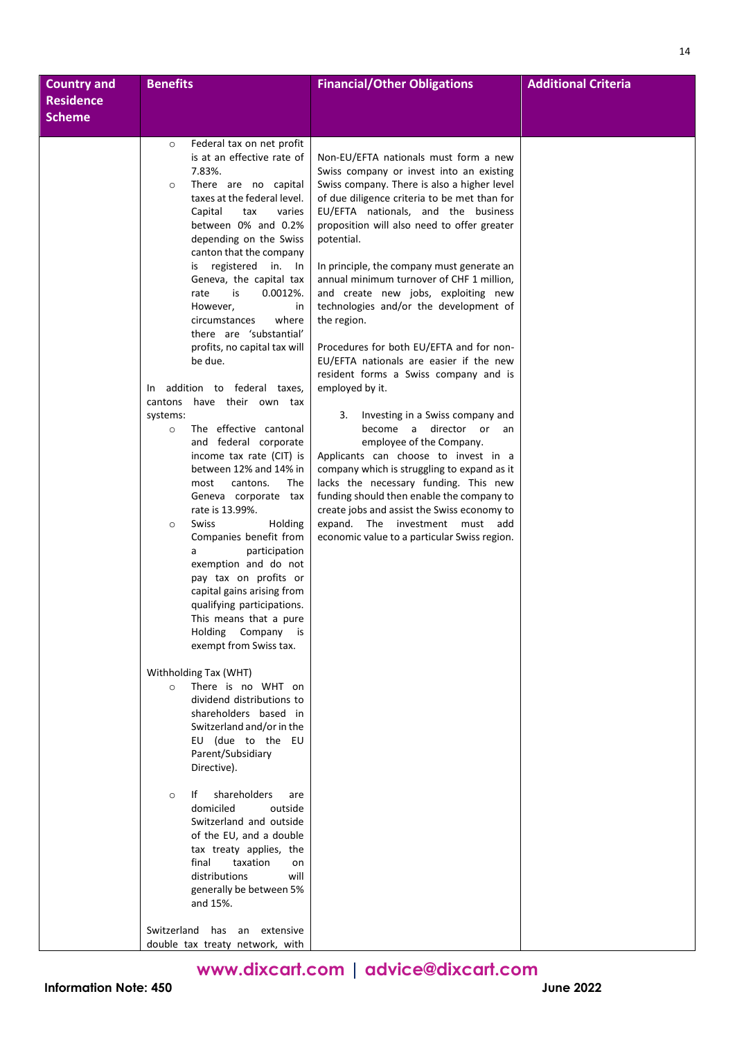| Country and Residence Scheme | Benefits | Financial/Other Obligations | Additional Criteria |
|---|---|---|---|
| | ○ Federal tax on net profit is at an effective rate of 7.83%.<br>○ There are no capital taxes at the federal level. Capital tax varies between 0% and 0.2% depending on the Swiss canton that the company is registered in. In Geneva, the capital tax rate is 0.0012%. However, in circumstances where there are 'substantial' profits, no capital tax will be due.<br><br>In addition to federal taxes, cantons have their own tax systems:<br>○ The effective cantonal and federal corporate income tax rate (CIT) is between 12% and 14% in most cantons. The Geneva corporate tax rate is 13.99%.<br>○ Swiss Holding Companies benefit from a participation exemption and do not pay tax on profits or capital gains arising from qualifying participations. This means that a pure Holding Company is exempt from Swiss tax.<br><br>Withholding Tax (WHT)<br>○ There is no WHT on dividend distributions to shareholders based in Switzerland and/or in the EU (due to the EU Parent/Subsidiary Directive).<br><br>○ If shareholders are domiciled outside Switzerland and outside of the EU, and a double tax treaty applies, the final taxation on distributions will generally be between 5% and 15%.<br><br>Switzerland has an extensive double tax treaty network, with | Non-EU/EFTA nationals must form a new Swiss company or invest into an existing Swiss company. There is also a higher level of due diligence criteria to be met than for EU/EFTA nationals, and the business proposition will also need to offer greater potential.<br><br>In principle, the company must generate an annual minimum turnover of CHF 1 million, and create new jobs, exploiting new technologies and/or the development of the region.<br><br>Procedures for both EU/EFTA and for non-EU/EFTA nationals are easier if the new resident forms a Swiss company and is employed by it.<br><br>3. Investing in a Swiss company and become a director or an employee of the Company.<br>Applicants can choose to invest in a company which is struggling to expand as it lacks the necessary funding. This new funding should then enable the company to create jobs and assist the Swiss economy to expand. The investment must add economic value to a particular Swiss region. | |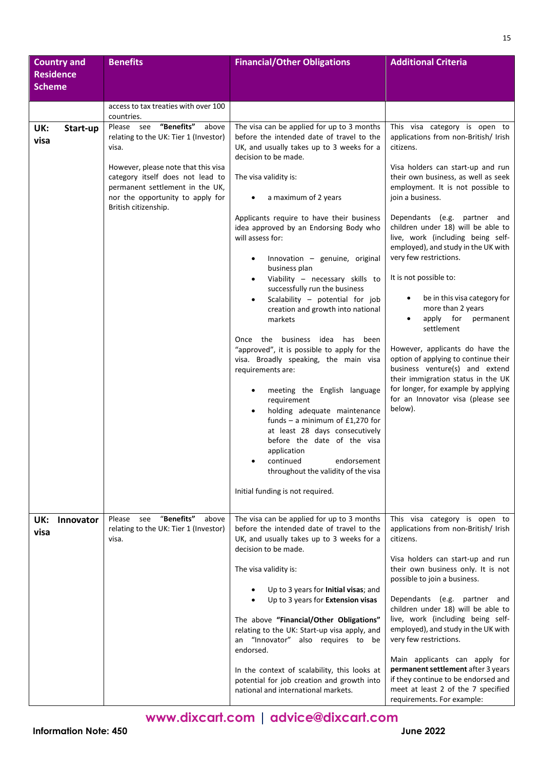| Country and Residence Scheme | Benefits | Financial/Other Obligations | Additional Criteria |
|---|---|---|---|
| | access to tax treaties with over 100 countries. | | |
| **UK: Start-up visa** | Please see **"Benefits"** above relating to the UK: Tier 1 (Investor) visa.<br><br>However, please note that this visa category itself does not lead to permanent settlement in the UK, nor the opportunity to apply for British citizenship. | The visa can be applied for up to 3 months before the intended date of travel to the UK, and usually takes up to 3 weeks for a decision to be made.<br><br>The visa validity is:<br><br>• a maximum of 2 years<br><br>Applicants require to have their business idea approved by an Endorsing Body who will assess for:<br><br>• Innovation – genuine, original business plan<br>• Viability – necessary skills to successfully run the business<br>• Scalability – potential for job creation and growth into national markets<br><br>Once the business idea has been "approved", it is possible to apply for the visa. Broadly speaking, the main visa requirements are:<br><br>• meeting the English language requirement<br>• holding adequate maintenance funds – a minimum of £1,270 for at least 28 days consecutively before the date of the visa application<br>• continued endorsement throughout the validity of the visa<br><br>Initial funding is not required. | This visa category is open to applications from non-British/ Irish citizens.<br><br>Visa holders can start-up and run their own business, as well as seek employment. It is not possible to join a business.<br><br>Dependants (e.g. partner and children under 18) will be able to live, work (including being self-employed), and study in the UK with very few restrictions.<br><br>It is not possible to:<br><br>• be in this visa category for more than 2 years<br>• apply for permanent settlement<br><br>However, applicants do have the option of applying to continue their business venture(s) and extend their immigration status in the UK for longer, for example by applying for an Innovator visa (please see below). |
| **UK: Innovator visa** | Please see "**Benefits**" above relating to the UK: Tier 1 (Investor) visa. | The visa can be applied for up to 3 months before the intended date of travel to the UK, and usually takes up to 3 weeks for a decision to be made.<br><br>The visa validity is:<br><br>• Up to 3 years for **Initial visas**; and<br>• Up to 3 years for **Extension visas**<br><br>The above **"Financial/Other Obligations"** relating to the UK: Start-up visa apply, and an "Innovator" also requires to be endorsed.<br><br>In the context of scalability, this looks at potential for job creation and growth into national and international markets. | This visa category is open to applications from non-British/ Irish citizens.<br><br>Visa holders can start-up and run their own business only. It is not possible to join a business.<br><br>Dependants (e.g. partner and children under 18) will be able to live, work (including being self-employed), and study in the UK with very few restrictions.<br><br>Main applicants can apply for **permanent settlement** after 3 years if they continue to be endorsed and meet at least 2 of the 7 specified requirements. For example: |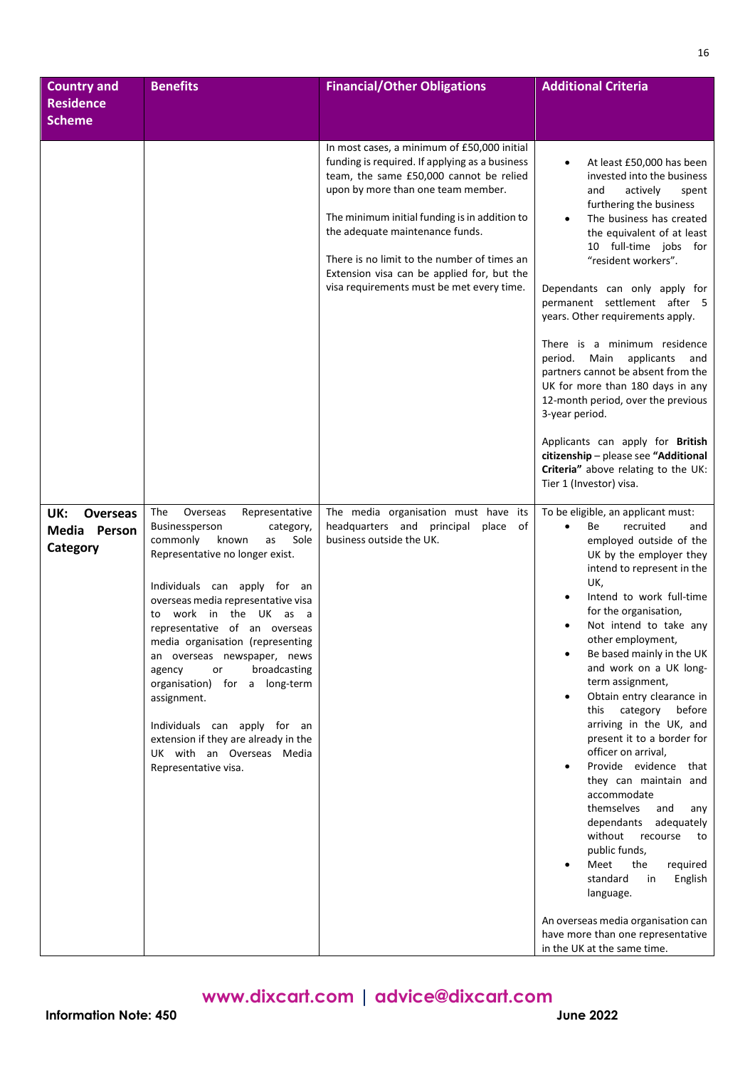| Country and Residence Scheme | Benefits | Financial/Other Obligations | Additional Criteria |
|---|---|---|---|
| | | In most cases, a minimum of £50,000 initial funding is required. If applying as a business team, the same £50,000 cannot be relied upon by more than one team member.<br><br>The minimum initial funding is in addition to the adequate maintenance funds.<br><br>There is no limit to the number of times an Extension visa can be applied for, but the visa requirements must be met every time. | • At least £50,000 has been invested into the business and actively spent furthering the business<br>• The business has created the equivalent of at least 10 full-time jobs for "resident workers".<br><br>Dependants can only apply for permanent settlement after 5 years. Other requirements apply.<br><br>There is a minimum residence period. Main applicants and partners cannot be absent from the UK for more than 180 days in any 12-month period, over the previous 3-year period.<br><br>Applicants can apply for **British citizenship** – please see **"Additional Criteria"** above relating to the UK: Tier 1 (Investor) visa. |
| **UK: Overseas Media Person Category** | The Overseas Representative Businessperson category, commonly known as Sole Representative no longer exist.<br><br>Individuals can apply for an overseas media representative visa to work in the UK as a representative of an overseas media organisation (representing an overseas newspaper, news agency or broadcasting organisation) for a long-term assignment.<br><br>Individuals can apply for an extension if they are already in the UK with an Overseas Media Representative visa. | The media organisation must have its headquarters and principal place of business outside the UK. | To be eligible, an applicant must:<br>• Be recruited and employed outside of the UK by the employer they intend to represent in the UK,<br>• Intend to work full-time for the organisation,<br>• Not intend to take any other employment,<br>• Be based mainly in the UK and work on a UK long-term assignment,<br>• Obtain entry clearance in this category before arriving in the UK, and present it to a border for officer on arrival,<br>• Provide evidence that they can maintain and accommodate themselves and any dependants adequately without recourse to public funds,<br>• Meet the required standard in English language.<br><br>An overseas media organisation can have more than one representative in the UK at the same time. |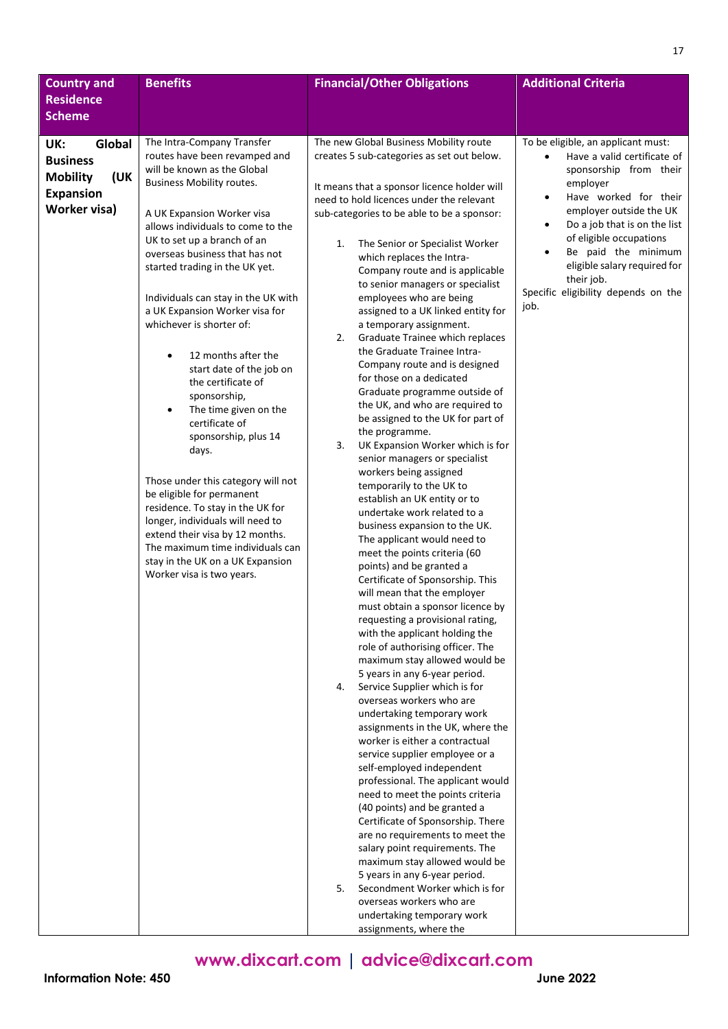| Country and Residence Scheme | Benefits | Financial/Other Obligations | Additional Criteria |
|---|---|---|---|
| **UK: Global Business Mobility (UK Expansion Worker visa)** | The Intra-Company Transfer routes have been revamped and will be known as the Global Business Mobility routes.<br><br>A UK Expansion Worker visa allows individuals to come to the UK to set up a branch of an overseas business that has not started trading in the UK yet.<br><br>Individuals can stay in the UK with a UK Expansion Worker visa for whichever is shorter of:<br><br>• 12 months after the start date of the job on the certificate of sponsorship,<br>• The time given on the certificate of sponsorship, plus 14 days.<br><br>Those under this category will not be eligible for permanent residence. To stay in the UK for longer, individuals will need to extend their visa by 12 months. The maximum time individuals can stay in the UK on a UK Expansion Worker visa is two years. | The new Global Business Mobility route creates 5 sub-categories as set out below.<br><br>It means that a sponsor licence holder will need to hold licences under the relevant sub-categories to be able to be a sponsor:<br><br>1. The Senior or Specialist Worker which replaces the Intra-Company route and is applicable to senior managers or specialist employees who are being assigned to a UK linked entity for a temporary assignment.<br>2. Graduate Trainee which replaces the Graduate Trainee Intra-Company route and is designed for those on a dedicated Graduate programme outside of the UK, and who are required to be assigned to the UK for part of the programme.<br>3. UK Expansion Worker which is for senior managers or specialist workers being assigned temporarily to the UK to establish an UK entity or to undertake work related to a business expansion to the UK. The applicant would need to meet the points criteria (60 points) and be granted a Certificate of Sponsorship. This will mean that the employer must obtain a sponsor licence by requesting a provisional rating, with the applicant holding the role of authorising officer. The maximum stay allowed would be 5 years in any 6-year period.<br>4. Service Supplier which is for overseas workers who are undertaking temporary work assignments in the UK, where the worker is either a contractual service supplier employee or a self-employed independent professional. The applicant would need to meet the points criteria (40 points) and be granted a Certificate of Sponsorship. There are no requirements to meet the salary point requirements. The maximum stay allowed would be 5 years in any 6-year period.<br>5. Secondment Worker which is for overseas workers who are undertaking temporary work assignments, where the | To be eligible, an applicant must:<br>• Have a valid certificate of sponsorship from their employer<br>• Have worked for their employer outside the UK<br>• Do a job that is on the list of eligible occupations<br>• Be paid the minimum eligible salary required for their job.<br><br>Specific eligibility depends on the job. |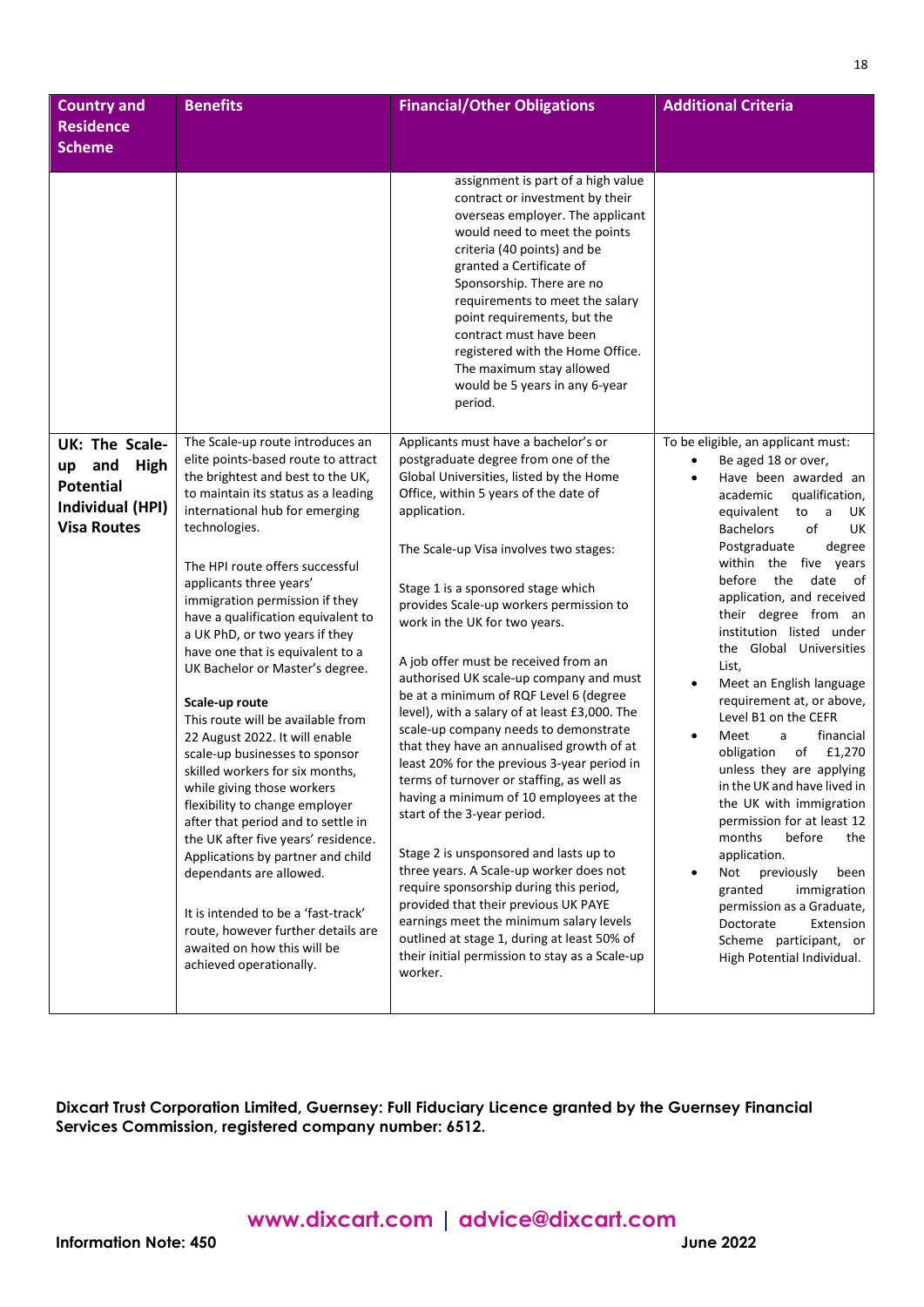| Country and Residence Scheme | Benefits | Financial/Other Obligations | Additional Criteria |
|---|---|---|---|
| | | assignment is part of a high value contract or investment by their overseas employer. The applicant would need to meet the points criteria (40 points) and be granted a Certificate of Sponsorship. There are no requirements to meet the salary point requirements, but the contract must have been registered with the Home Office. The maximum stay allowed would be 5 years in any 6-year period. | |
| **UK: The Scale-up and High Potential Individual (HPI) Visa Routes** | The Scale-up route introduces an elite points-based route to attract the brightest and best to the UK, to maintain its status as a leading international hub for emerging technologies.<br><br>The HPI route offers successful applicants three years' immigration permission if they have a qualification equivalent to a UK PhD, or two years if they have one that is equivalent to a UK Bachelor or Master's degree.<br><br>**Scale-up route**<br>This route will be available from 22 August 2022. It will enable scale-up businesses to sponsor skilled workers for six months, while giving those workers flexibility to change employer after that period and to settle in the UK after five years' residence. Applications by partner and child dependants are allowed.<br><br>It is intended to be a 'fast-track' route, however further details are awaited on how this will be achieved operationally. | Applicants must have a bachelor's or postgraduate degree from one of the Global Universities, listed by the Home Office, within 5 years of the date of application.<br><br>The Scale-up Visa involves two stages:<br><br>Stage 1 is a sponsored stage which provides Scale-up workers permission to work in the UK for two years.<br><br>A job offer must be received from an authorised UK scale-up company and must be at a minimum of RQF Level 6 (degree level), with a salary of at least £3,000. The scale-up company needs to demonstrate that they have an annualised growth of at least 20% for the previous 3-year period in terms of turnover or staffing, as well as having a minimum of 10 employees at the start of the 3-year period.<br><br>Stage 2 is unsponsored and lasts up to three years. A Scale-up worker does not require sponsorship during this period, provided that their previous UK PAYE earnings meet the minimum salary levels outlined at stage 1, during at least 50% of their initial permission to stay as a Scale-up worker. | To be eligible, an applicant must:<br>• Be aged 18 or over,<br>• Have been awarded an academic qualification, equivalent to a UK Bachelors of UK Postgraduate degree within the five years before the date of application, and received their degree from an institution listed under the Global Universities List,<br>• Meet an English language requirement at, or above, Level B1 on the CEFR<br>• Meet a financial obligation of £1,270 unless they are applying in the UK and have lived in the UK with immigration permission for at least 12 months before the application.<br>• Not previously been granted immigration permission as a Graduate, Doctorate Extension Scheme participant, or High Potential Individual. |

**Dixcart Trust Corporation Limited, Guernsey: Full Fiduciary Licence granted by the Guernsey Financial Services Commission, registered company number: 6512.**

**www.dixcart.com | advice@dixcart.com**

**Information Note: 450** **June 2022**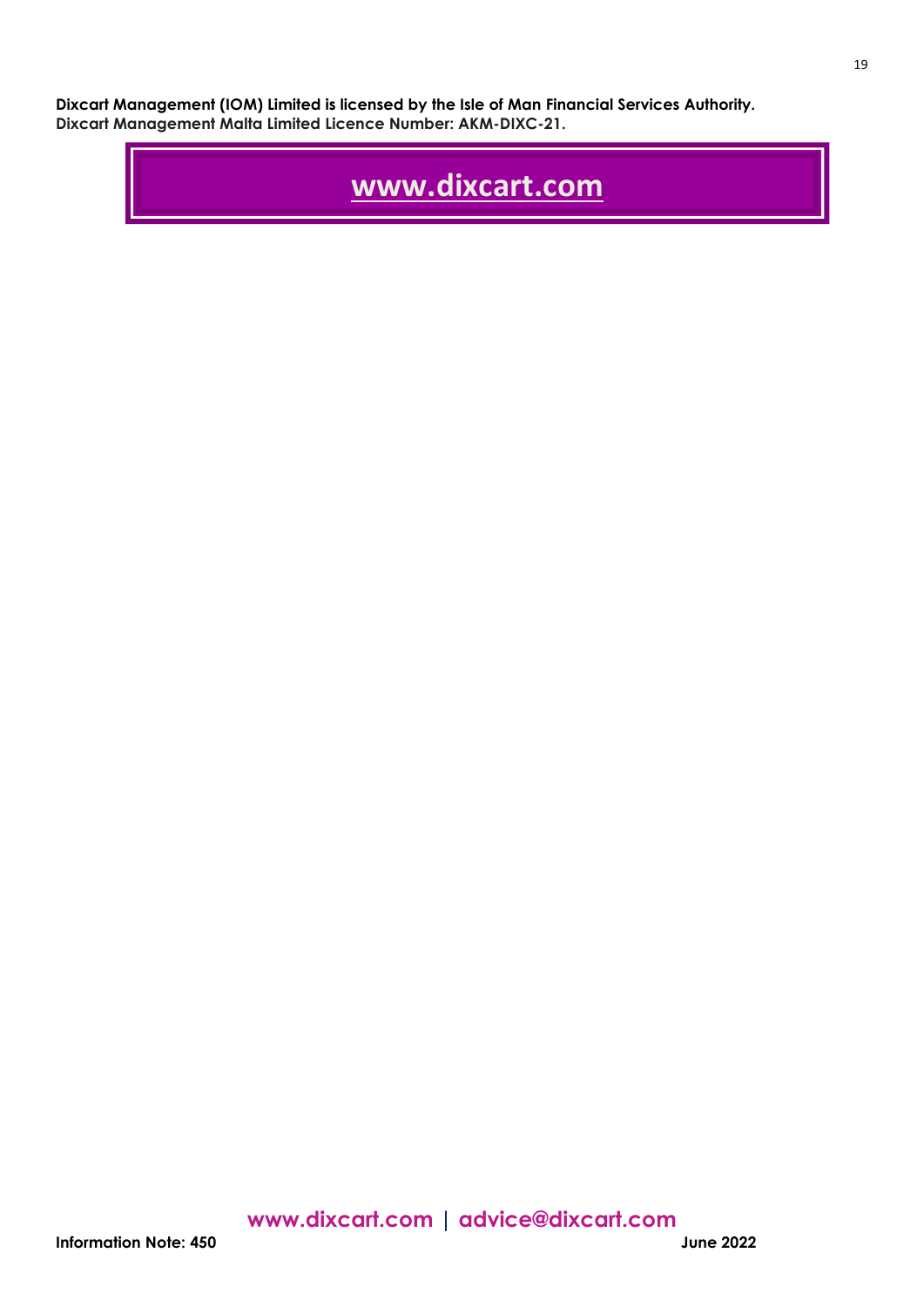**Dixcart Management (IOM) Limited is licensed by the Isle of Man Financial Services Authority.**
**Dixcart Management Malta Limited Licence Number: AKM-DIXC-21.**

**www.dixcart.com**